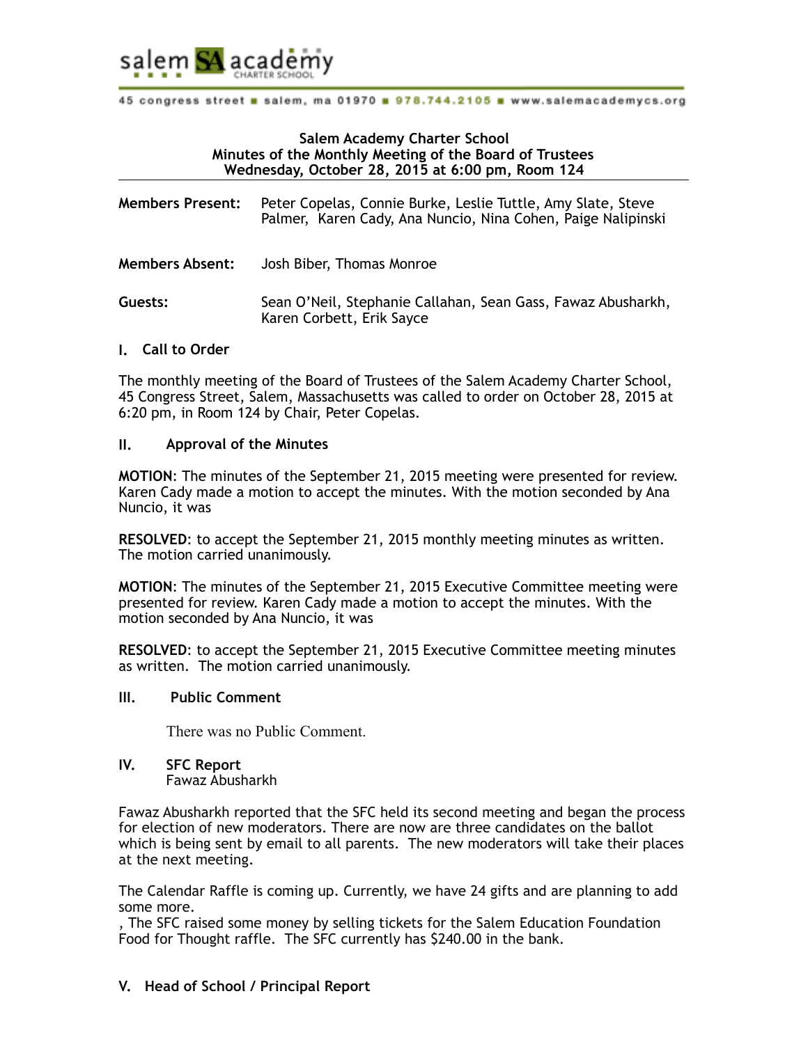salem SA academy CHARTER SCHOOL

45 congress street ■ salem, ma 01970 ■ 978.744.2105 ■ www.salemacademycs.org

**Salem Academy Charter School**
**Minutes of the Monthly Meeting of the Board of Trustees**
**Wednesday, October 28, 2015 at 6:00 pm, Room 124**

| | |
|---|---|
| **Members Present:** | Peter Copelas, Connie Burke, Leslie Tuttle, Amy Slate, Steve Palmer, Karen Cady, Ana Nuncio, Nina Cohen, Paige Nalipinski |
| **Members Absent:** | Josh Biber, Thomas Monroe |
| **Guests:** | Sean O'Neil, Stephanie Callahan, Sean Gass, Fawaz Abusharkh, Karen Corbett, Erik Sayce |

## I. Call to Order

The monthly meeting of the Board of Trustees of the Salem Academy Charter School, 45 Congress Street, Salem, Massachusetts was called to order on October 28, 2015 at 6:20 pm, in Room 124 by Chair, Peter Copelas.

## II. Approval of the Minutes

**MOTION**: The minutes of the September 21, 2015 meeting were presented for review. Karen Cady made a motion to accept the minutes. With the motion seconded by Ana Nuncio, it was

**RESOLVED**: to accept the September 21, 2015 monthly meeting minutes as written. The motion carried unanimously.

**MOTION**: The minutes of the September 21, 2015 Executive Committee meeting were presented for review. Karen Cady made a motion to accept the minutes. With the motion seconded by Ana Nuncio, it was

**RESOLVED**: to accept the September 21, 2015 Executive Committee meeting minutes as written. The motion carried unanimously.

## III. Public Comment

There was no Public Comment.

## IV. SFC Report
Fawaz Abusharkh

Fawaz Abusharkh reported that the SFC held its second meeting and began the process for election of new moderators. There are now are three candidates on the ballot which is being sent by email to all parents. The new moderators will take their places at the next meeting.

The Calendar Raffle is coming up. Currently, we have 24 gifts and are planning to add some more.
, The SFC raised some money by selling tickets for the Salem Education Foundation Food for Thought raffle. The SFC currently has $240.00 in the bank.

## V. Head of School / Principal Report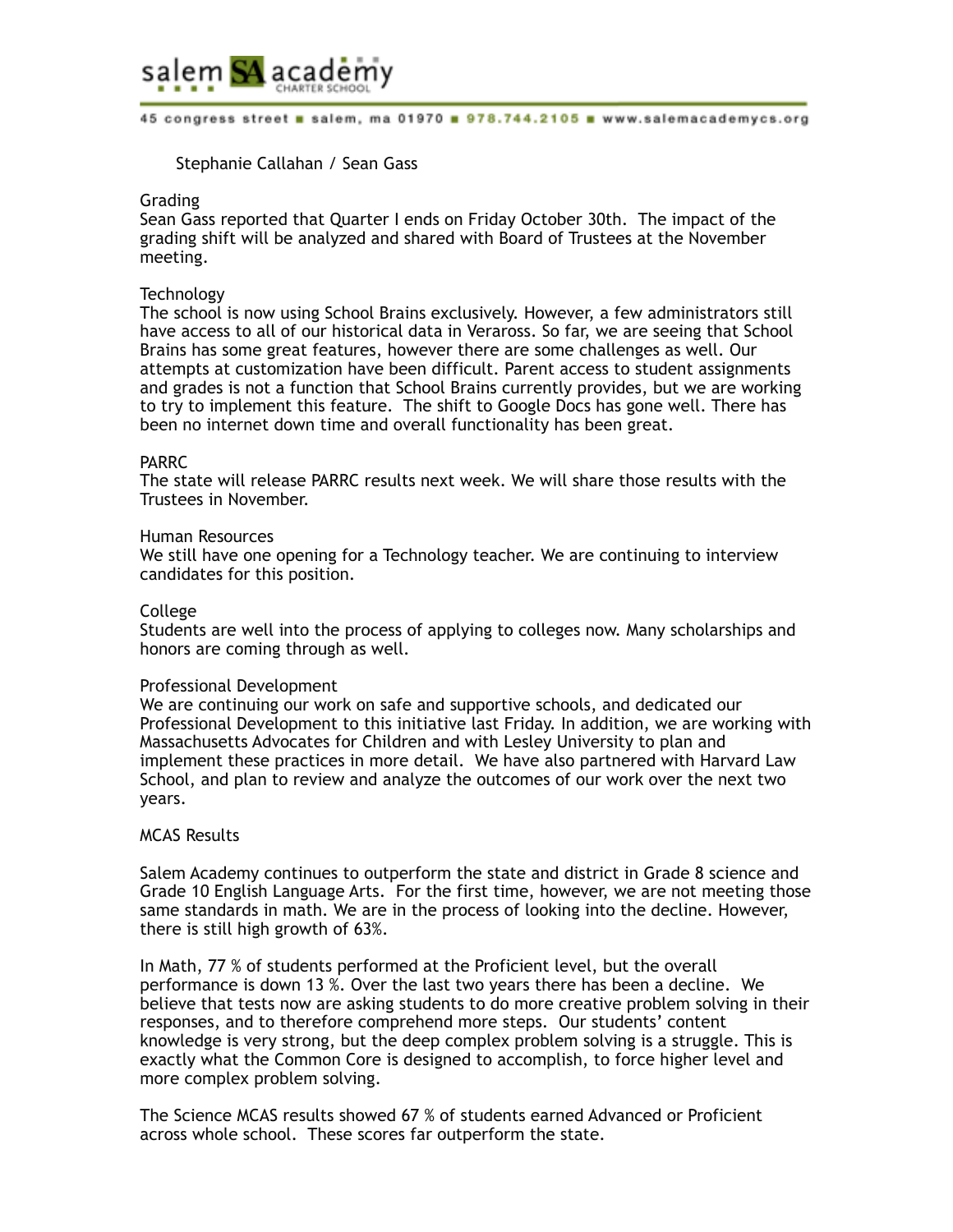Stephanie Callahan / Sean Gass

Grading

Sean Gass reported that Quarter I ends on Friday October 30th. The impact of the grading shift will be analyzed and shared with Board of Trustees at the November meeting.

Technology

The school is now using School Brains exclusively. However, a few administrators still have access to all of our historical data in Veraross. So far, we are seeing that School Brains has some great features, however there are some challenges as well. Our attempts at customization have been difficult. Parent access to student assignments and grades is not a function that School Brains currently provides, but we are working to try to implement this feature. The shift to Google Docs has gone well. There has been no internet down time and overall functionality has been great.

PARRC

The state will release PARRC results next week. We will share those results with the Trustees in November.

Human Resources

We still have one opening for a Technology teacher. We are continuing to interview candidates for this position.

College

Students are well into the process of applying to colleges now. Many scholarships and honors are coming through as well.

Professional Development

We are continuing our work on safe and supportive schools, and dedicated our Professional Development to this initiative last Friday. In addition, we are working with Massachusetts Advocates for Children and with Lesley University to plan and implement these practices in more detail. We have also partnered with Harvard Law School, and plan to review and analyze the outcomes of our work over the next two years.

MCAS Results

Salem Academy continues to outperform the state and district in Grade 8 science and Grade 10 English Language Arts. For the first time, however, we are not meeting those same standards in math. We are in the process of looking into the decline. However, there is still high growth of 63%.

In Math, 77 % of students performed at the Proficient level, but the overall performance is down 13 %. Over the last two years there has been a decline. We believe that tests now are asking students to do more creative problem solving in their responses, and to therefore comprehend more steps. Our students' content knowledge is very strong, but the deep complex problem solving is a struggle. This is exactly what the Common Core is designed to accomplish, to force higher level and more complex problem solving.

The Science MCAS results showed 67 % of students earned Advanced or Proficient across whole school. These scores far outperform the state.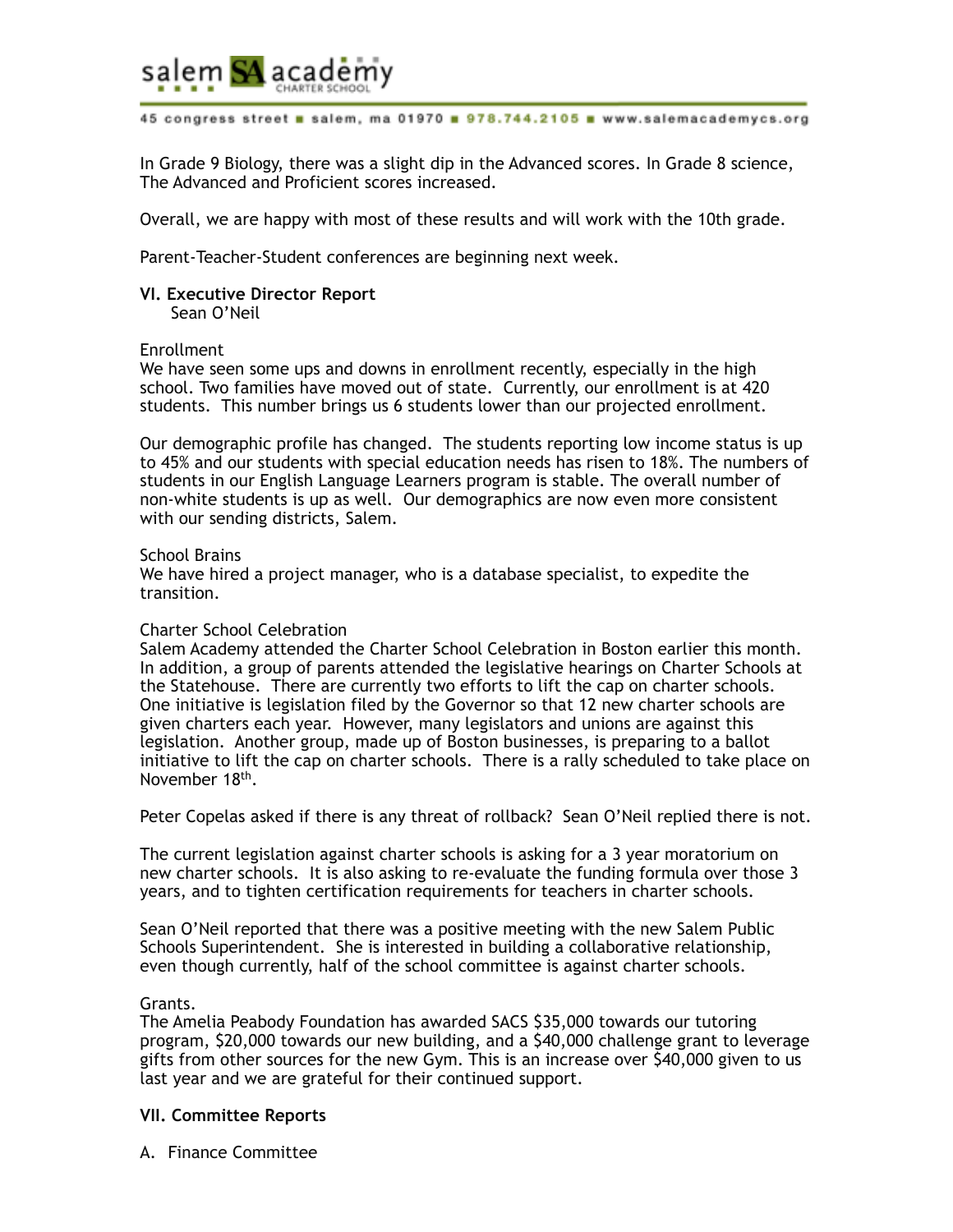In Grade 9 Biology, there was a slight dip in the Advanced scores. In Grade 8 science, The Advanced and Proficient scores increased.

Overall, we are happy with most of these results and will work with the 10th grade.

Parent-Teacher-Student conferences are beginning next week.

**VI. Executive Director Report**
Sean O'Neil

Enrollment
We have seen some ups and downs in enrollment recently, especially in the high school. Two families have moved out of state. Currently, our enrollment is at 420 students. This number brings us 6 students lower than our projected enrollment.

Our demographic profile has changed. The students reporting low income status is up to 45% and our students with special education needs has risen to 18%. The numbers of students in our English Language Learners program is stable. The overall number of non-white students is up as well. Our demographics are now even more consistent with our sending districts, Salem.

School Brains
We have hired a project manager, who is a database specialist, to expedite the transition.

Charter School Celebration
Salem Academy attended the Charter School Celebration in Boston earlier this month. In addition, a group of parents attended the legislative hearings on Charter Schools at the Statehouse. There are currently two efforts to lift the cap on charter schools. One initiative is legislation filed by the Governor so that 12 new charter schools are given charters each year. However, many legislators and unions are against this legislation. Another group, made up of Boston businesses, is preparing to a ballot initiative to lift the cap on charter schools. There is a rally scheduled to take place on November 18th.

Peter Copelas asked if there is any threat of rollback? Sean O'Neil replied there is not.

The current legislation against charter schools is asking for a 3 year moratorium on new charter schools. It is also asking to re-evaluate the funding formula over those 3 years, and to tighten certification requirements for teachers in charter schools.

Sean O'Neil reported that there was a positive meeting with the new Salem Public Schools Superintendent. She is interested in building a collaborative relationship, even though currently, half of the school committee is against charter schools.

Grants.
The Amelia Peabody Foundation has awarded SACS $35,000 towards our tutoring program, $20,000 towards our new building, and a $40,000 challenge grant to leverage gifts from other sources for the new Gym. This is an increase over $40,000 given to us last year and we are grateful for their continued support.

**VII. Committee Reports**

A. Finance Committee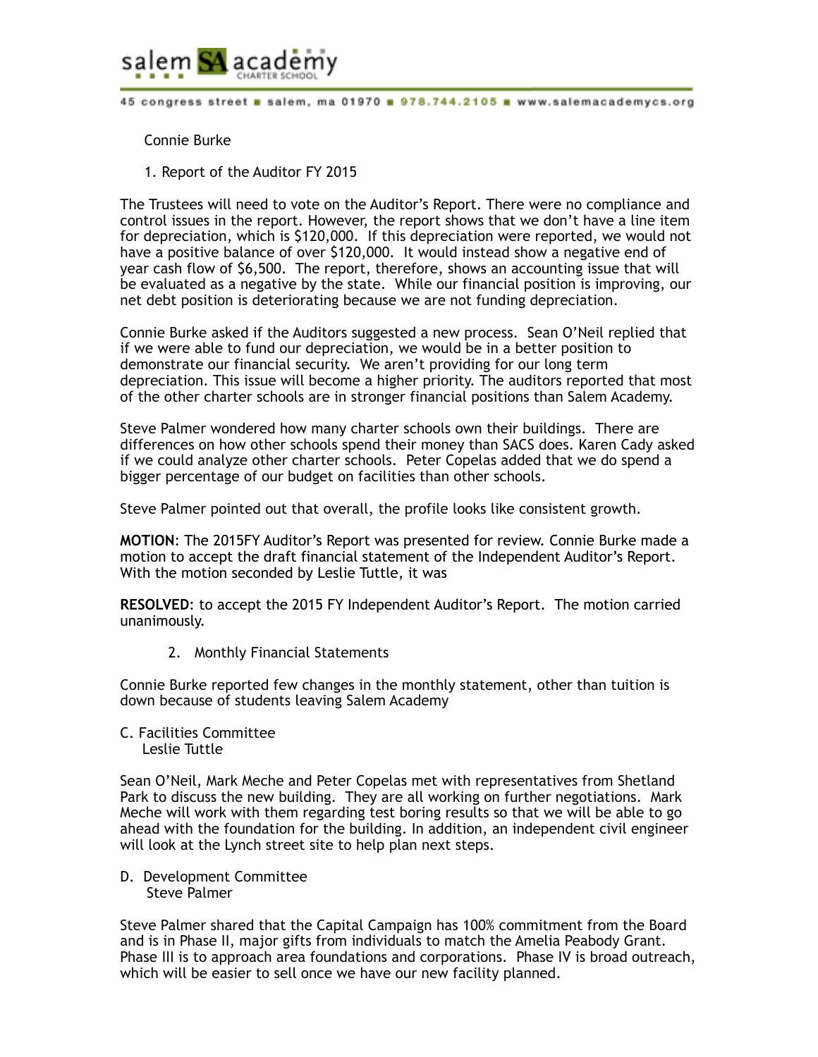Connie Burke

1. Report of the Auditor FY 2015

The Trustees will need to vote on the Auditor's Report. There were no compliance and control issues in the report. However, the report shows that we don't have a line item for depreciation, which is $120,000. If this depreciation were reported, we would not have a positive balance of over $120,000. It would instead show a negative end of year cash flow of $6,500. The report, therefore, shows an accounting issue that will be evaluated as a negative by the state. While our financial position is improving, our net debt position is deteriorating because we are not funding depreciation.

Connie Burke asked if the Auditors suggested a new process. Sean O'Neil replied that if we were able to fund our depreciation, we would be in a better position to demonstrate our financial security. We aren't providing for our long term depreciation. This issue will become a higher priority. The auditors reported that most of the other charter schools are in stronger financial positions than Salem Academy.

Steve Palmer wondered how many charter schools own their buildings. There are differences on how other schools spend their money than SACS does. Karen Cady asked if we could analyze other charter schools. Peter Copelas added that we do spend a bigger percentage of our budget on facilities than other schools.

Steve Palmer pointed out that overall, the profile looks like consistent growth.

**MOTION**: The 2015FY Auditor's Report was presented for review. Connie Burke made a motion to accept the draft financial statement of the Independent Auditor's Report. With the motion seconded by Leslie Tuttle, it was

**RESOLVED**: to accept the 2015 FY Independent Auditor's Report. The motion carried unanimously.

2. Monthly Financial Statements

Connie Burke reported few changes in the monthly statement, other than tuition is down because of students leaving Salem Academy

C. Facilities Committee
Leslie Tuttle

Sean O'Neil, Mark Meche and Peter Copelas met with representatives from Shetland Park to discuss the new building. They are all working on further negotiations. Mark Meche will work with them regarding test boring results so that we will be able to go ahead with the foundation for the building. In addition, an independent civil engineer will look at the Lynch street site to help plan next steps.

D. Development Committee
Steve Palmer

Steve Palmer shared that the Capital Campaign has 100% commitment from the Board and is in Phase II, major gifts from individuals to match the Amelia Peabody Grant. Phase III is to approach area foundations and corporations. Phase IV is broad outreach, which will be easier to sell once we have our new facility planned.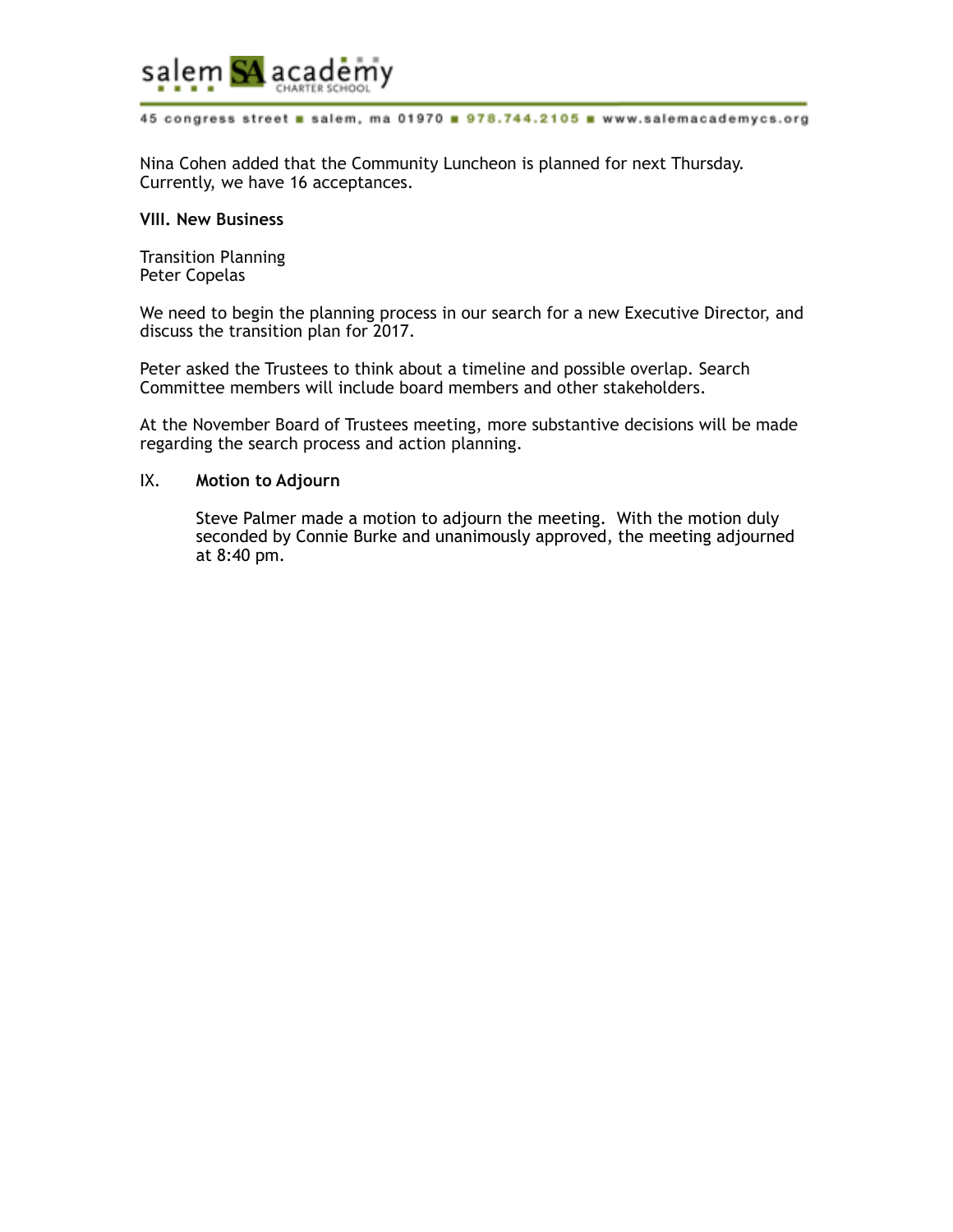Nina Cohen added that the Community Luncheon is planned for next Thursday. Currently, we have 16 acceptances.

**VIII. New Business**

Transition Planning
Peter Copelas

We need to begin the planning process in our search for a new Executive Director, and discuss the transition plan for 2017.

Peter asked the Trustees to think about a timeline and possible overlap. Search Committee members will include board members and other stakeholders.

At the November Board of Trustees meeting, more substantive decisions will be made regarding the search process and action planning.

IX. **Motion to Adjourn**

Steve Palmer made a motion to adjourn the meeting. With the motion duly seconded by Connie Burke and unanimously approved, the meeting adjourned at 8:40 pm.